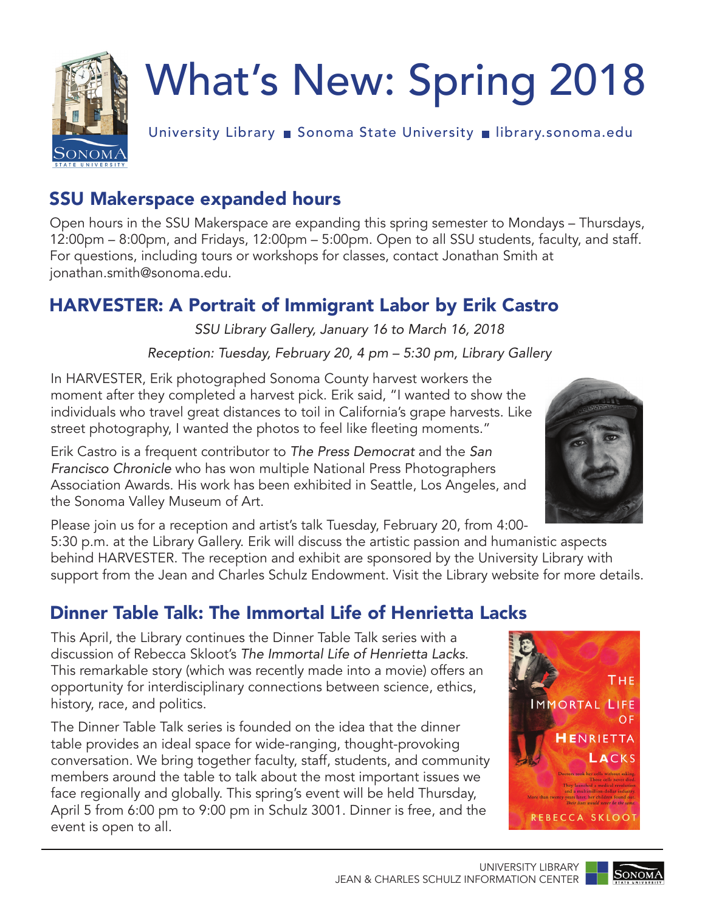# What's New: Spring 2018

University Library ■ Sonoma State University ■ library.sonoma.edu

## SSU Makerspace expanded hours

Open hours in the SSU Makerspace are expanding this spring semester to Mondays – Thursdays, 12:00pm – 8:00pm, and Fridays, 12:00pm – 5:00pm. Open to all SSU students, faculty, and staff. For questions, including tours or workshops for classes, contact Jonathan Smith at jonathan.smith@sonoma.edu.

## HARVESTER: A Portrait of Immigrant Labor by Erik Castro

*SSU Library Gallery, January 16 to March 16, 2018*

*Reception: Tuesday, February 20, 4 pm – 5:30 pm, Library Gallery*

In HARVESTER, Erik photographed Sonoma County harvest workers the moment after they completed a harvest pick. Erik said, "I wanted to show the individuals who travel great distances to toil in California's grape harvests. Like street photography, I wanted the photos to feel like fleeting moments."

Erik Castro is a frequent contributor to *The Press Democrat* and the *San Francisco Chronicle* who has won multiple National Press Photographers Association Awards. His work has been exhibited in Seattle, Los Angeles, and the Sonoma Valley Museum of Art.

Please join us for a reception and artist's talk Tuesday, February 20, from 4:00-5:30 p.m. at the Library Gallery. Erik will discuss the artistic passion and humanistic aspects behind HARVESTER. The reception and exhibit are sponsored by the University Library with support from the Jean and Charles Schulz Endowment. Visit the Library website for more details.

## Dinner Table Talk: The Immortal Life of Henrietta Lacks

This April, the Library continues the Dinner Table Talk series with a discussion of Rebecca Skloot's *The Immortal Life of Henrietta Lacks*. This remarkable story (which was recently made into a movie) offers an opportunity for interdisciplinary connections between science, ethics, history, race, and politics.

The Dinner Table Talk series is founded on the idea that the dinner table provides an ideal space for wide-ranging, thought-provoking conversation. We bring together faculty, staff, students, and community members around the table to talk about the most important issues we face regionally and globally. This spring's event will be held Thursday, April 5 from 6:00 pm to 9:00 pm in Schulz 3001. Dinner is free, and the event is open to all.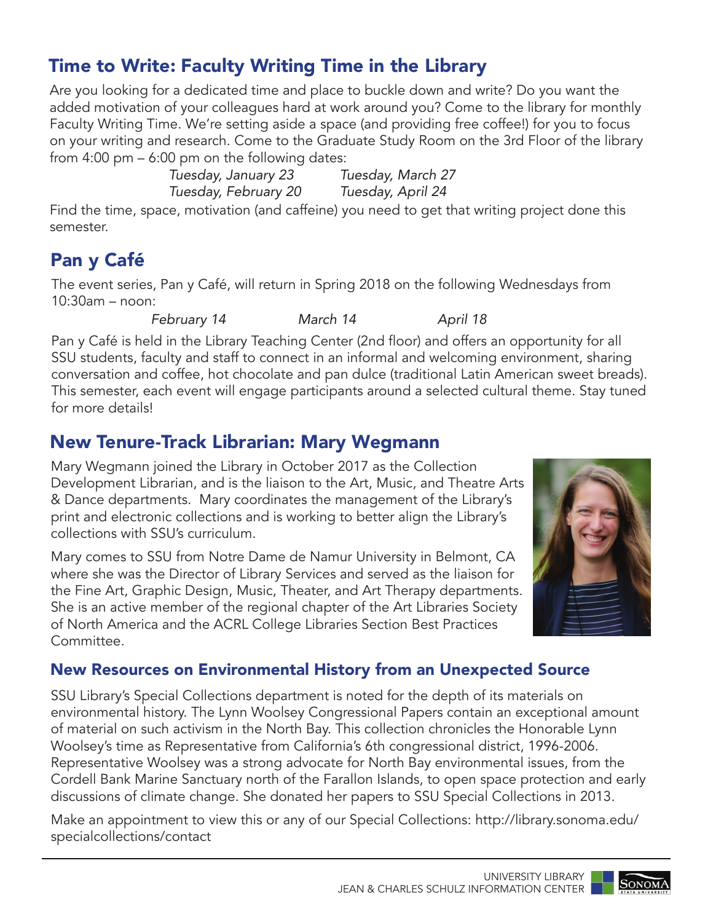## Time to Write: Faculty Writing Time in the Library

Are you looking for a dedicated time and place to buckle down and write? Do you want the added motivation of your colleagues hard at work around you? Come to the library for monthly Faculty Writing Time. We're setting aside a space (and providing free coffee!) for you to focus on your writing and research. Come to the Graduate Study Room on the 3rd Floor of the library from 4:00 pm – 6:00 pm on the following dates:

*Tuesday, January 23*
*Tuesday, February 20*
*Tuesday, March 27*
*Tuesday, April 24*

Find the time, space, motivation (and caffeine) you need to get that writing project done this semester.

## Pan y Café

The event series, Pan y Café, will return in Spring 2018 on the following Wednesdays from 10:30am – noon:

*February 14*
*March 14*
*April 18*

Pan y Café is held in the Library Teaching Center (2nd floor) and offers an opportunity for all SSU students, faculty and staff to connect in an informal and welcoming environment, sharing conversation and coffee, hot chocolate and pan dulce (traditional Latin American sweet breads). This semester, each event will engage participants around a selected cultural theme. Stay tuned for more details!

## New Tenure-Track Librarian: Mary Wegmann

Mary Wegmann joined the Library in October 2017 as the Collection Development Librarian, and is the liaison to the Art, Music, and Theatre Arts & Dance departments. Mary coordinates the management of the Library's print and electronic collections and is working to better align the Library's collections with SSU's curriculum.

Mary comes to SSU from Notre Dame de Namur University in Belmont, CA where she was the Director of Library Services and served as the liaison for the Fine Art, Graphic Design, Music, Theater, and Art Therapy departments. She is an active member of the regional chapter of the Art Libraries Society of North America and the ACRL College Libraries Section Best Practices Committee.

### New Resources on Environmental History from an Unexpected Source

SSU Library's Special Collections department is noted for the depth of its materials on environmental history. The Lynn Woolsey Congressional Papers contain an exceptional amount of material on such activism in the North Bay. This collection chronicles the Honorable Lynn Woolsey's time as Representative from California's 6th congressional district, 1996-2006. Representative Woolsey was a strong advocate for North Bay environmental issues, from the Cordell Bank Marine Sanctuary north of the Farallon Islands, to open space protection and early discussions of climate change. She donated her papers to SSU Special Collections in 2013.

Make an appointment to view this or any of our Special Collections: http://library.sonoma.edu/specialcollections/contact